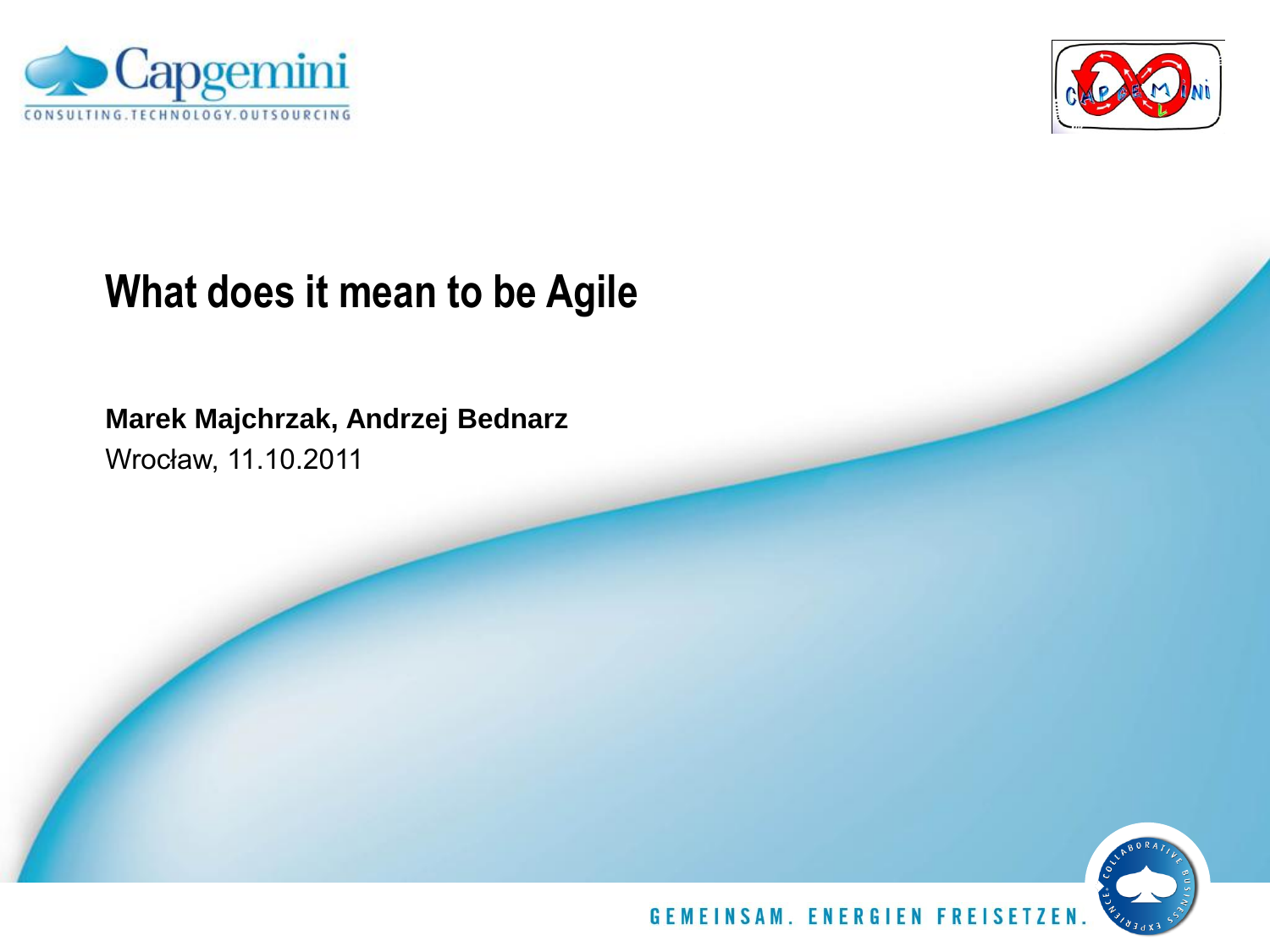# What does it mean to be Agile

**Marek Majchrzak, Andrzej Bednarz**

Wrocław, 11.10.2011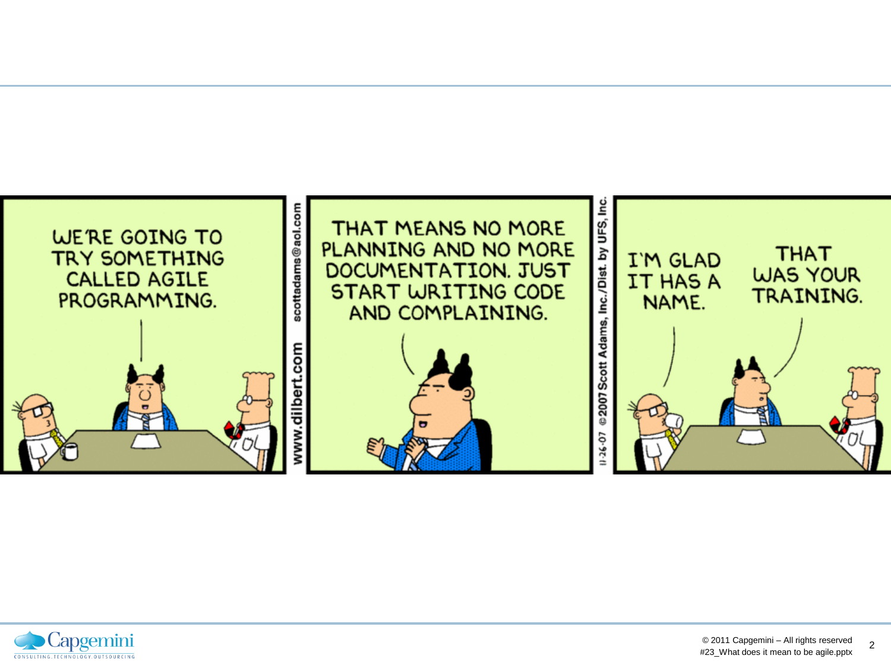WE'RE GOING TO TRY SOMETHING CALLED AGILE PROGRAMMING.

THAT MEANS NO MORE PLANNING AND NO MORE DOCUMENTATION. JUST START WRITING CODE AND COMPLAINING.

I'M GLAD IT HAS A NAME.

THAT WAS YOUR TRAINING.

www.dilbert.com scottadams@aol.com

11-26-07 © 2007 Scott Adams, Inc./Dist. by UFS, Inc.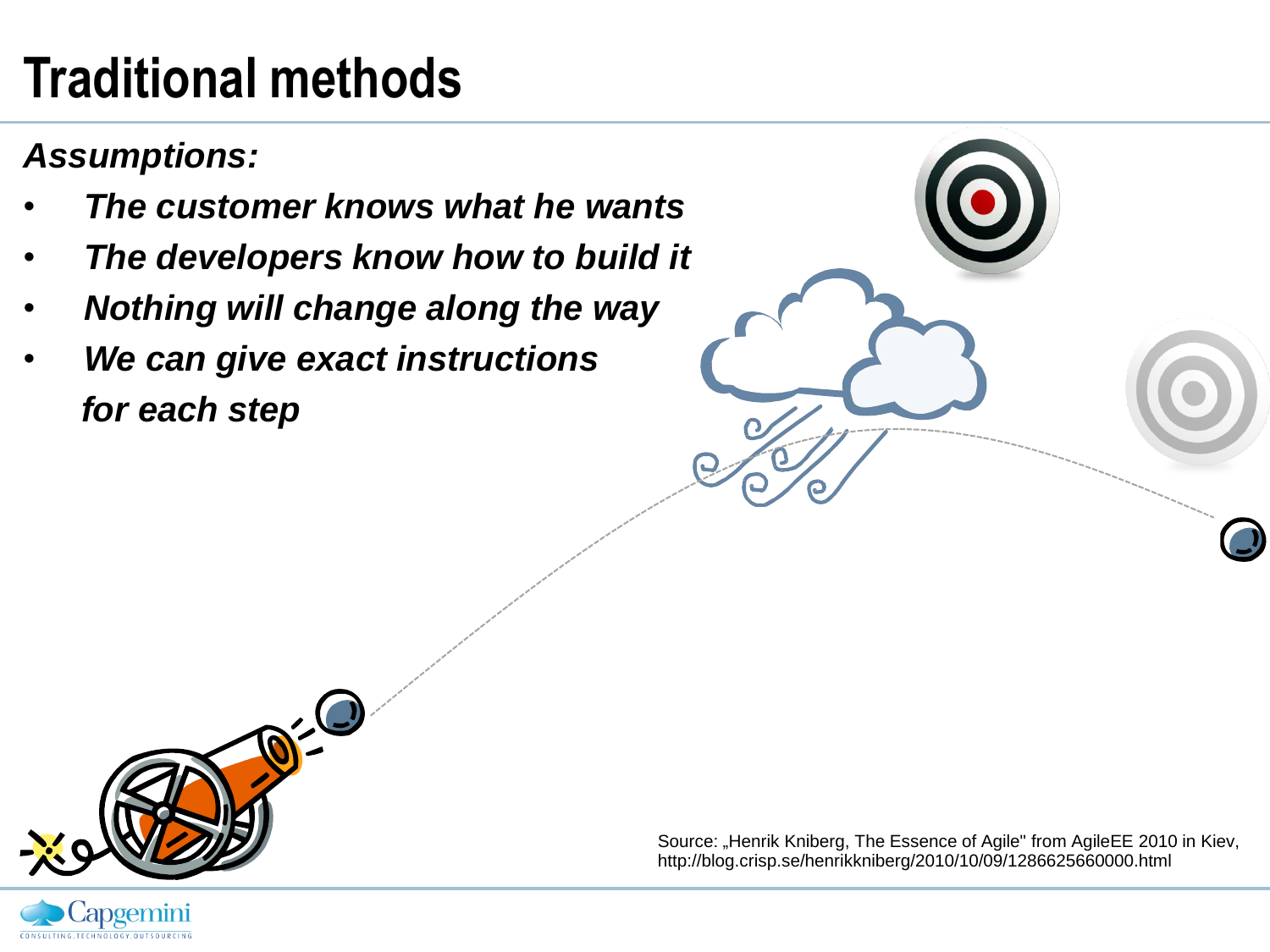# Traditional methods

***Assumptions:***

- ***The customer knows what he wants***
- ***The developers know how to build it***
- ***Nothing will change along the way***
- ***We can give exact instructions for each step***

Source: „Henrik Kniberg, The Essence of Agile" from AgileEE 2010 in Kiev, http://blog.crisp.se/henrikkniberg/2010/10/09/1286625660000.html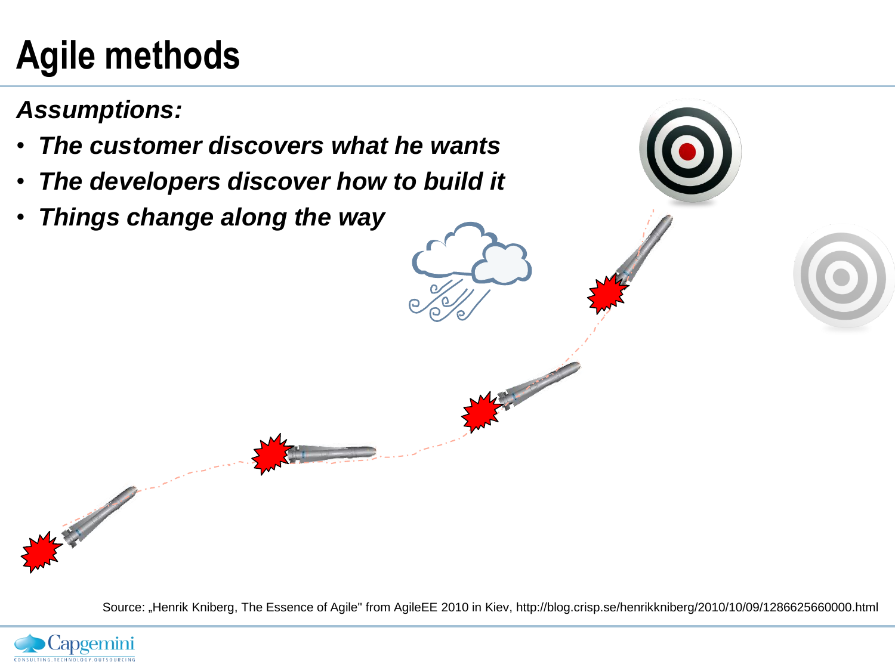# Agile methods

***Assumptions:***

- ***The customer discovers what he wants***
- ***The developers discover how to build it***
- ***Things change along the way***

Source: „Henrik Kniberg, The Essence of Agile" from AgileEE 2010 in Kiev, http://blog.crisp.se/henrikkniberg/2010/10/09/1286625660000.html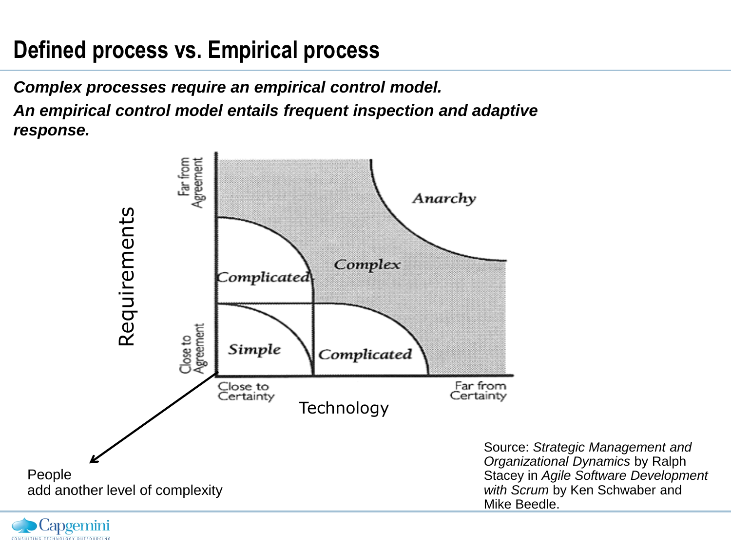# Defined process vs. Empirical process

***Complex processes require an empirical control model.***

***An empirical control model entails frequent inspection and adaptive response.***

Requirements

Far from Agreement

Close to Agreement

Anarchy

Complex

Complicated

Simple

Complicated

Close to Certainty

Far from Certainty

Technology

People
add another level of complexity

Source: *Strategic Management and Organizational Dynamics* by Ralph Stacey in *Agile Software Development with Scrum* by Ken Schwaber and Mike Beedle.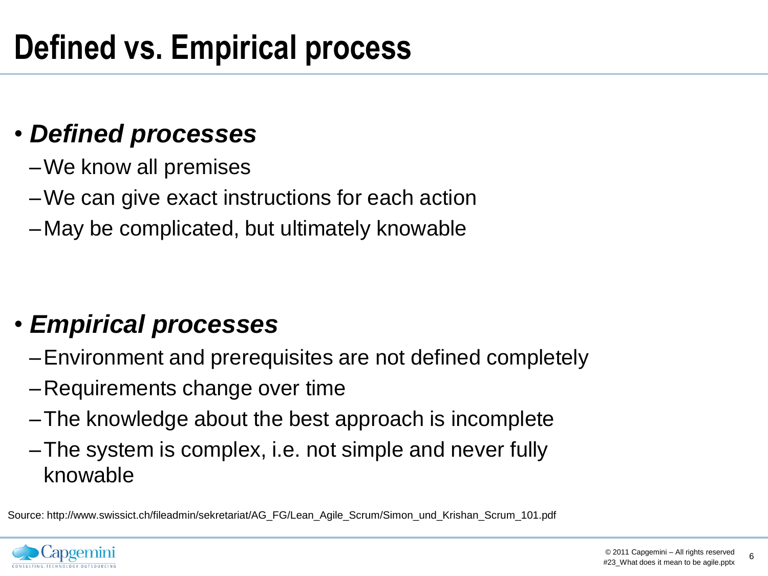# Defined vs. Empirical process

- ***Defined processes***
  - We know all premises
  - We can give exact instructions for each action
  - May be complicated, but ultimately knowable

- ***Empirical processes***
  - Environment and prerequisites are not defined completely
  - Requirements change over time
  - The knowledge about the best approach is incomplete
  - The system is complex, i.e. not simple and never fully knowable

Source: http://www.swissict.ch/fileadmin/sekretariat/AG_FG/Lean_Agile_Scrum/Simon_und_Krishan_Scrum_101.pdf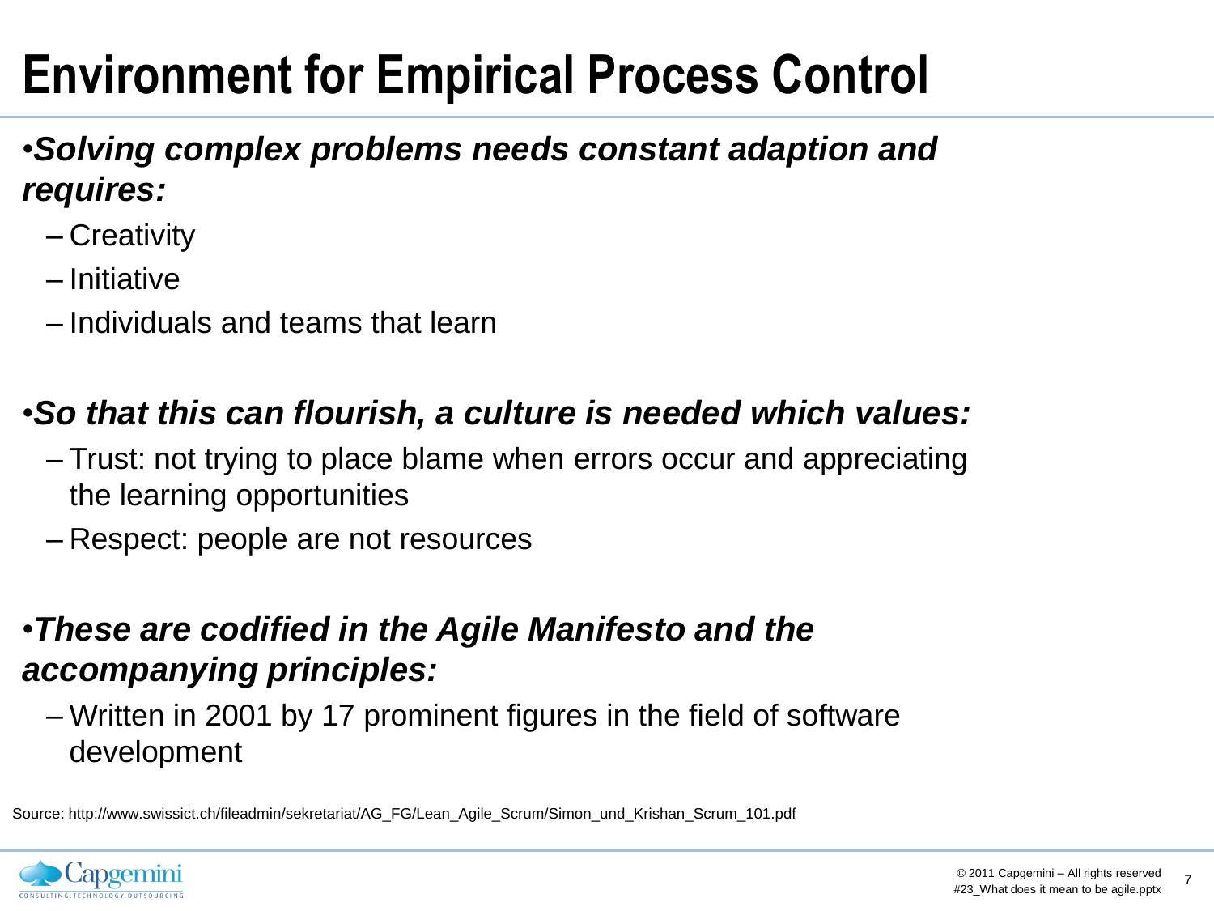# Environment for Empirical Process Control

- ***Solving complex problems needs constant adaption and requires:***
  - Creativity
  - Initiative
  - Individuals and teams that learn

- ***So that this can flourish, a culture is needed which values:***
  - Trust: not trying to place blame when errors occur and appreciating the learning opportunities
  - Respect: people are not resources

- ***These are codified in the Agile Manifesto and the accompanying principles:***
  - Written in 2001 by 17 prominent figures in the field of software development

Source: http://www.swissict.ch/fileadmin/sekretariat/AG_FG/Lean_Agile_Scrum/Simon_und_Krishan_Scrum_101.pdf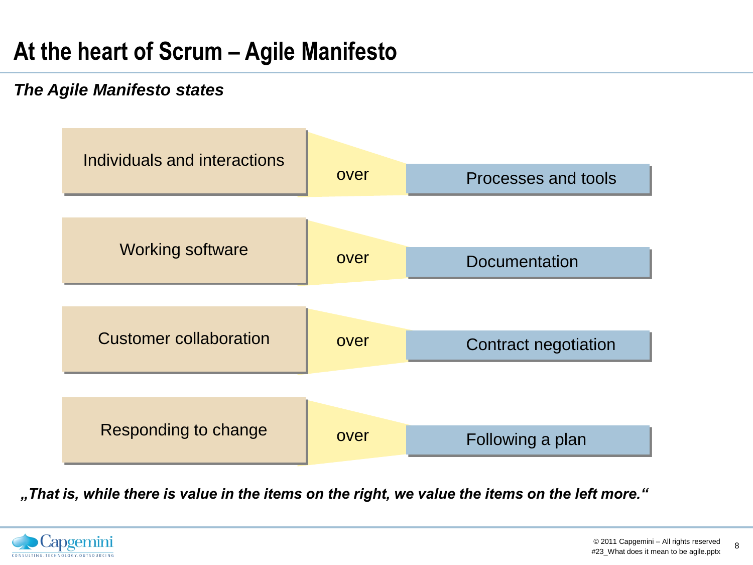# At the heart of Scrum – Agile Manifesto

***The Agile Manifesto states***

| | | |
|---|---|---|
| Individuals and interactions | over | Processes and tools |
| Working software | over | Documentation |
| Customer collaboration | over | Contract negotiation |
| Responding to change | over | Following a plan |

***„That is, while there is value in the items on the right, we value the items on the left more.“***

© 2011 Capgemini – All rights reserved
#23_What does it mean to be agile.pptx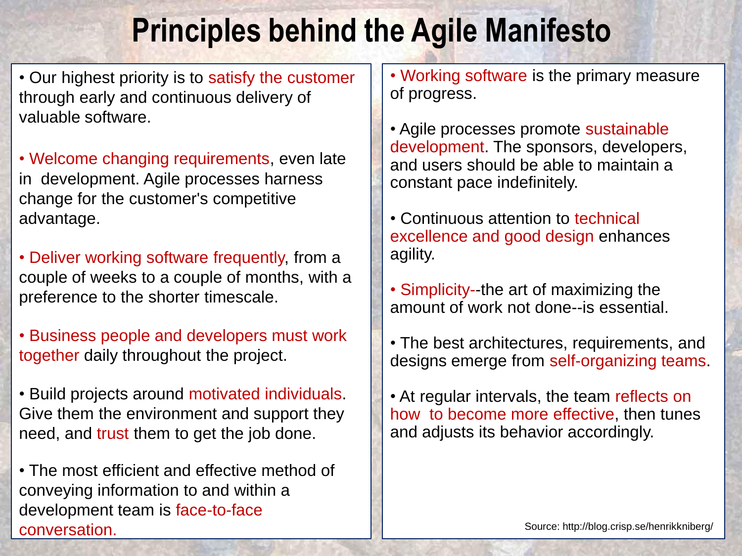# Principles behind the Agile Manifesto

- Our highest priority is to satisfy the customer through early and continuous delivery of valuable software.
- Welcome changing requirements, even late in development. Agile processes harness change for the customer's competitive advantage.
- Deliver working software frequently, from a couple of weeks to a couple of months, with a preference to the shorter timescale.
- Business people and developers must work together daily throughout the project.
- Build projects around motivated individuals. Give them the environment and support they need, and trust them to get the job done.
- The most efficient and effective method of conveying information to and within a development team is face-to-face conversation.
- Working software is the primary measure of progress.
- Agile processes promote sustainable development. The sponsors, developers, and users should be able to maintain a constant pace indefinitely.
- Continuous attention to technical excellence and good design enhances agility.
- Simplicity--the art of maximizing the amount of work not done--is essential.
- The best architectures, requirements, and designs emerge from self-organizing teams.
- At regular intervals, the team reflects on how to become more effective, then tunes and adjusts its behavior accordingly.

Source: http://blog.crisp.se/henrikkniberg/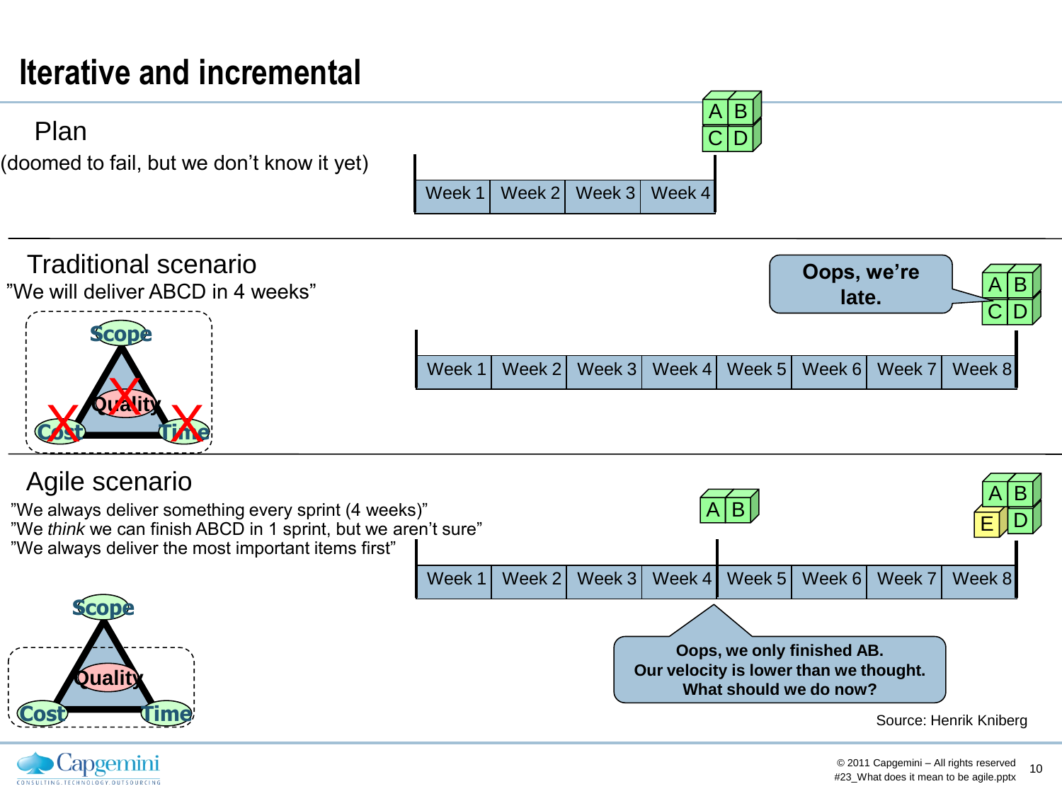# Iterative and incremental

## Plan

(doomed to fail, but we don't know it yet)

| Week 1 | Week 2 | Week 3 | Week 4 |
|---|---|---|---|

A B
C D

## Traditional scenario

"We will deliver ABCD in 4 weeks"

Scope
Quality
Cost
Time

| Week 1 | Week 2 | Week 3 | Week 4 | Week 5 | Week 6 | Week 7 | Week 8 |
|---|---|---|---|---|---|---|---|

**Oops, we're late.**

A B
C D

## Agile scenario

"We always deliver something every sprint (4 weeks)"
"We *think* we can finish ABCD in 1 sprint, but we aren't sure"
"We always deliver the most important items first"

Scope
Quality
Cost
Time

| Week 1 | Week 2 | Week 3 | Week 4 | Week 5 | Week 6 | Week 7 | Week 8 |
|---|---|---|---|---|---|---|---|

A B

A B
E D

**Oops, we only finished AB.**
**Our velocity is lower than we thought.**
**What should we do now?**

Source: Henrik Kniberg

© 2011 Capgemini – All rights reserved
#23_What does it mean to be agile.pptx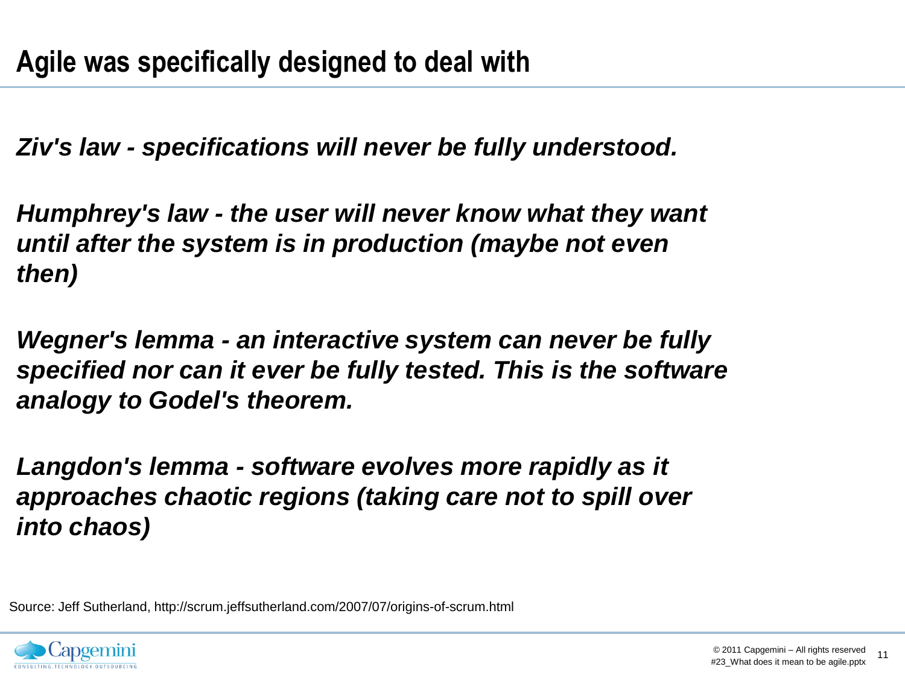# Agile was specifically designed to deal with

***Ziv's law - specifications will never be fully understood.***

***Humphrey's law - the user will never know what they want until after the system is in production (maybe not even then)***

***Wegner's lemma - an interactive system can never be fully specified nor can it ever be fully tested. This is the software analogy to Godel's theorem.***

***Langdon's lemma - software evolves more rapidly as it approaches chaotic regions (taking care not to spill over into chaos)***

Source: Jeff Sutherland, http://scrum.jeffsutherland.com/2007/07/origins-of-scrum.html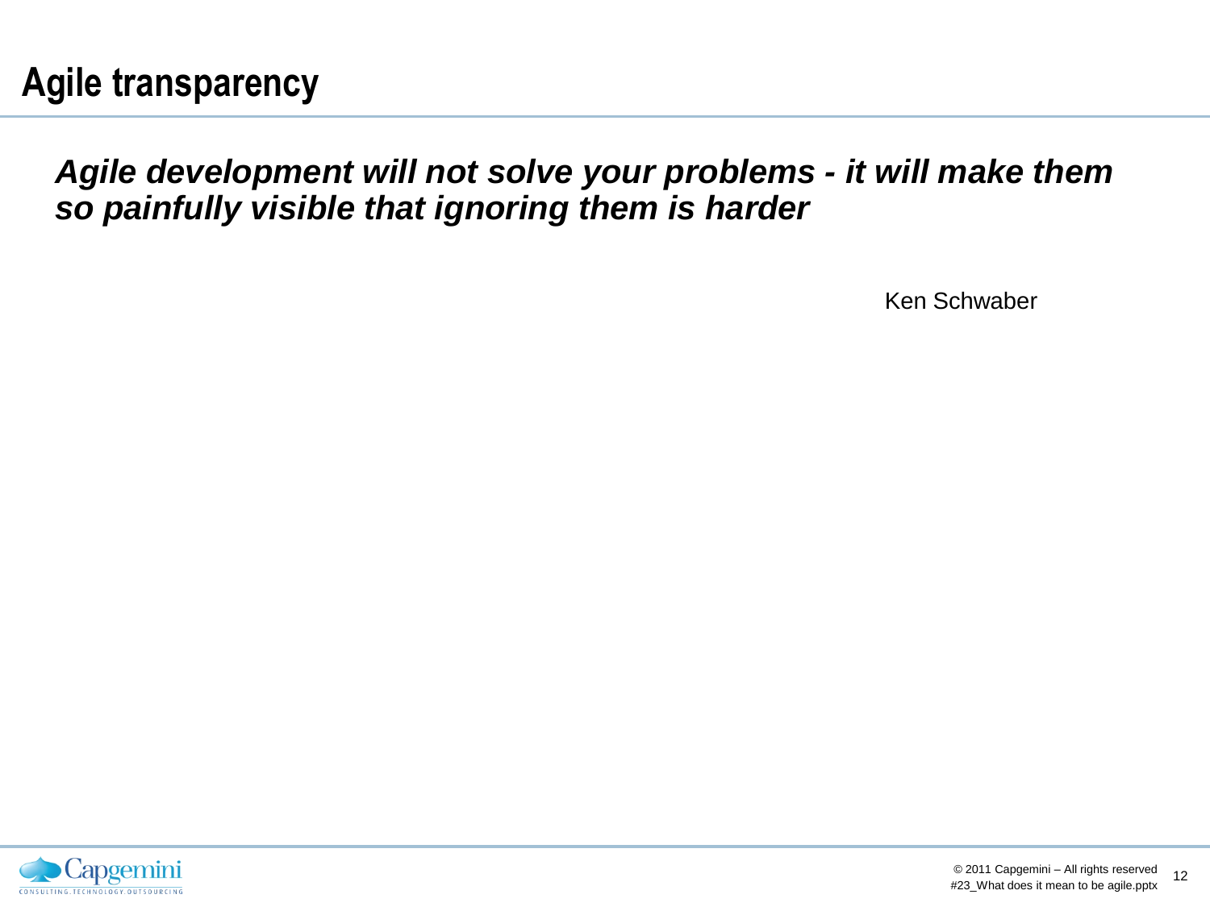# Agile transparency

***Agile development will not solve your problems - it will make them so painfully visible that ignoring them is harder***

Ken Schwaber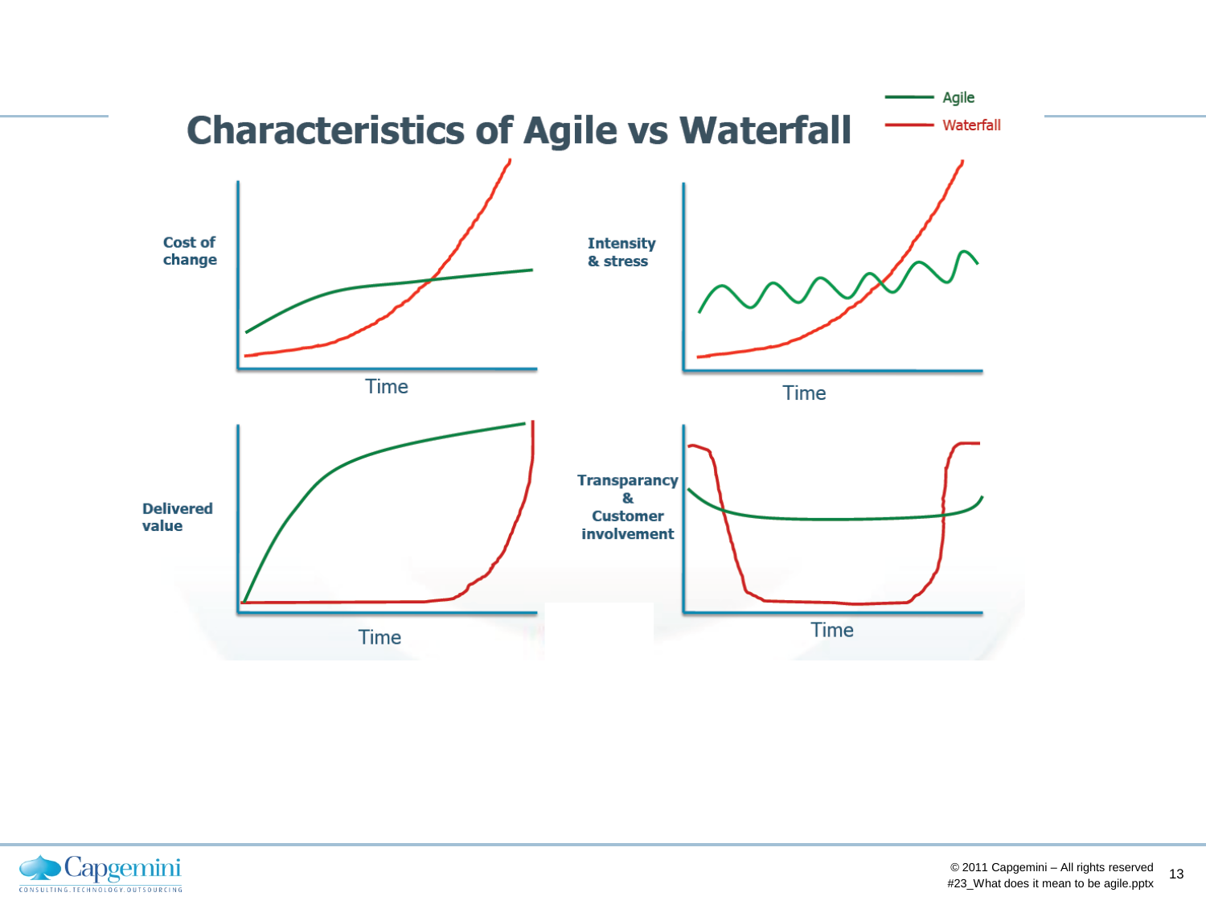# Characteristics of Agile vs Waterfall

Agile

Waterfall

Cost of change

Time

Intensity & stress

Time

Delivered value

Time

Transparancy & Customer involvement

Time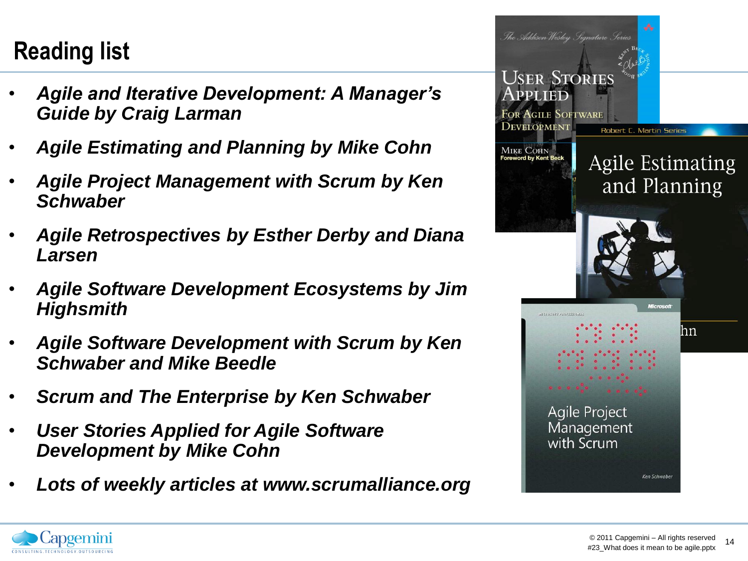# Reading list

- ***Agile and Iterative Development: A Manager's Guide by Craig Larman***
- ***Agile Estimating and Planning by Mike Cohn***
- ***Agile Project Management with Scrum by Ken Schwaber***
- ***Agile Retrospectives by Esther Derby and Diana Larsen***
- ***Agile Software Development Ecosystems by Jim Highsmith***
- ***Agile Software Development with Scrum by Ken Schwaber and Mike Beedle***
- ***Scrum and The Enterprise by Ken Schwaber***
- ***User Stories Applied for Agile Software Development by Mike Cohn***
- ***Lots of weekly articles at www.scrumalliance.org***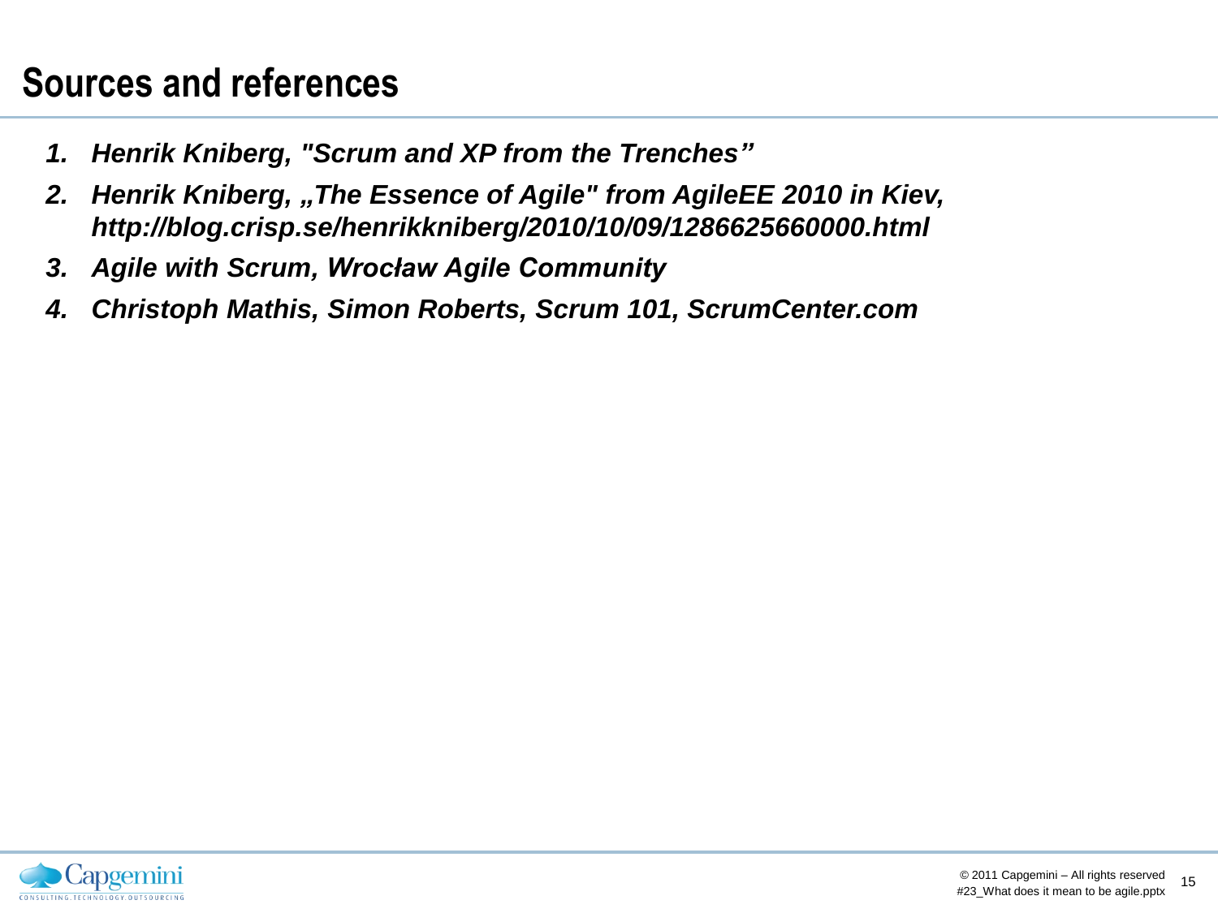# Sources and references

1. *Henrik Kniberg, "Scrum and XP from the Trenches”*
2. *Henrik Kniberg, „The Essence of Agile" from AgileEE 2010 in Kiev, http://blog.crisp.se/henrikkniberg/2010/10/09/1286625660000.html*
3. *Agile with Scrum, Wrocław Agile Community*
4. *Christoph Mathis, Simon Roberts, Scrum 101, ScrumCenter.com*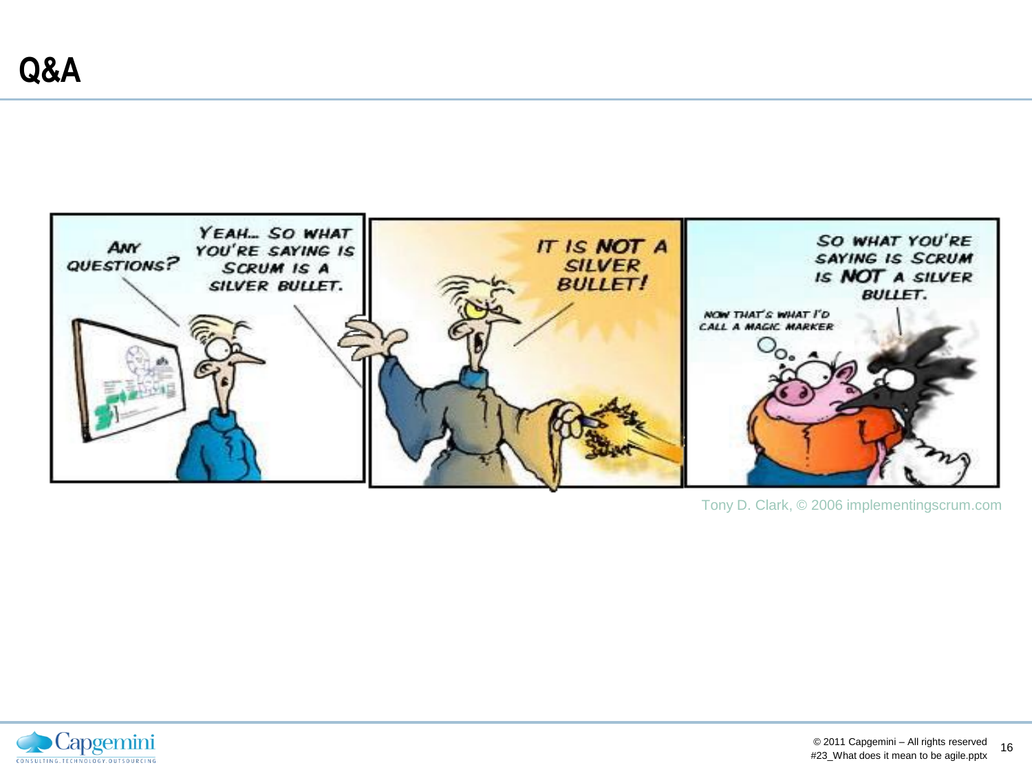# Q&A

Tony D. Clark, © 2006 implementingscrum.com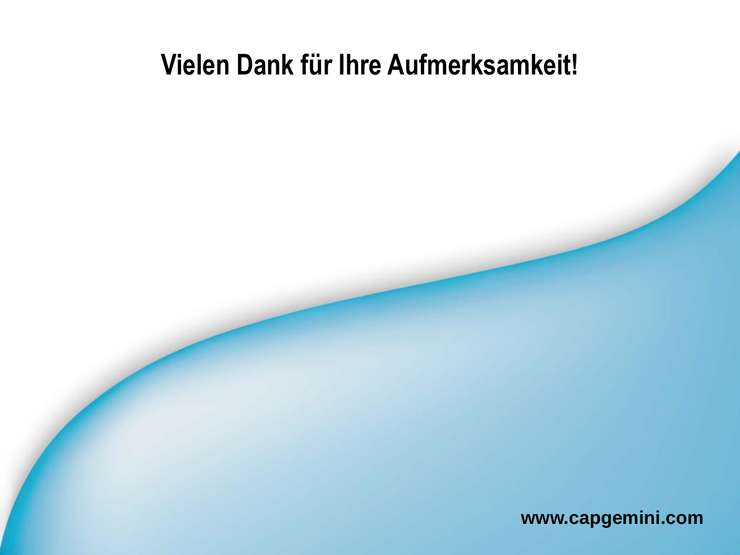# Vielen Dank für Ihre Aufmerksamkeit!

**www.capgemini.com**